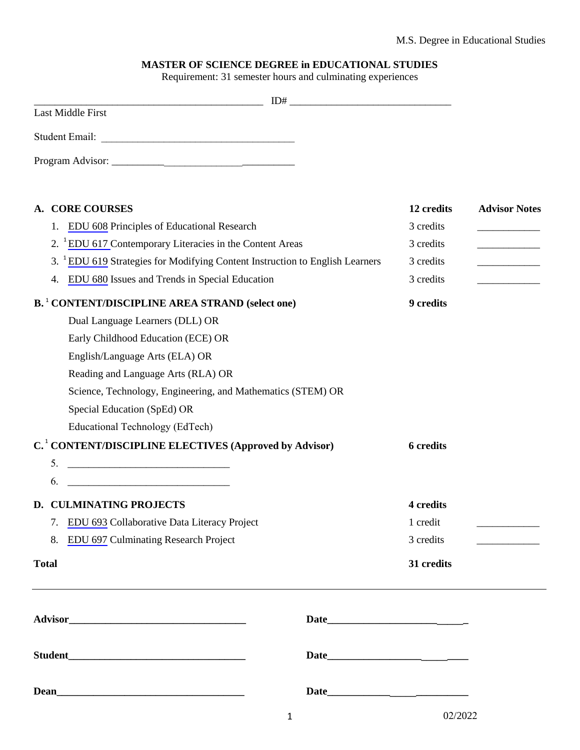# MASTER OF SCIENCE DEGREE in EDUCATIONAL STUDIES

Requirement: 31 semester hours and culminating experiences

_____________________________________________ ID# _______________________________

Last Middle First

Student Email: _____________________________________

Program Advisor: __________________________________

| | Credits | Advisor Notes |
|---|---|---|
| **A. CORE COURSES** | **12 credits** | |
| 1. EDU 608 Principles of Educational Research | 3 credits | ____________ |
| 2. [1] EDU 617 Contemporary Literacies in the Content Areas | 3 credits | ____________ |
| 3. [1] EDU 619 Strategies for Modifying Content Instruction to English Learners | 3 credits | ____________ |
| 4. EDU 680 Issues and Trends in Special Education | 3 credits | ____________ |
| **B. [1] CONTENT/DISCIPLINE AREA STRAND (select one)** | **9 credits** | |
| Dual Language Learners (DLL) OR | | |
| Early Childhood Education (ECE) OR | | |
| English/Language Arts (ELA) OR | | |
| Reading and Language Arts (RLA) OR | | |
| Science, Technology, Engineering, and Mathematics (STEM) OR | | |
| Special Education (SpEd) OR | | |
| Educational Technology (EdTech) | | |
| **C. [1] CONTENT/DISCIPLINE ELECTIVES (Approved by Advisor)** | **6 credits** | |
| 5. _______________________________ | | |
| 6. _______________________________ | | |
| **D. CULMINATING PROJECTS** | **4 credits** | |
| 7. EDU 693 Collaborative Data Literacy Project | 1 credit | ____________ |
| 8. EDU 697 Culminating Research Project | 3 credits | ____________ |
| **Total** | **31 credits** | |

---

**Advisor**__________________________________ **Date**___________________________

**Student**__________________________________ **Date**___________________________

**Dean**_____________________________________ **Date**___________________________

02/2022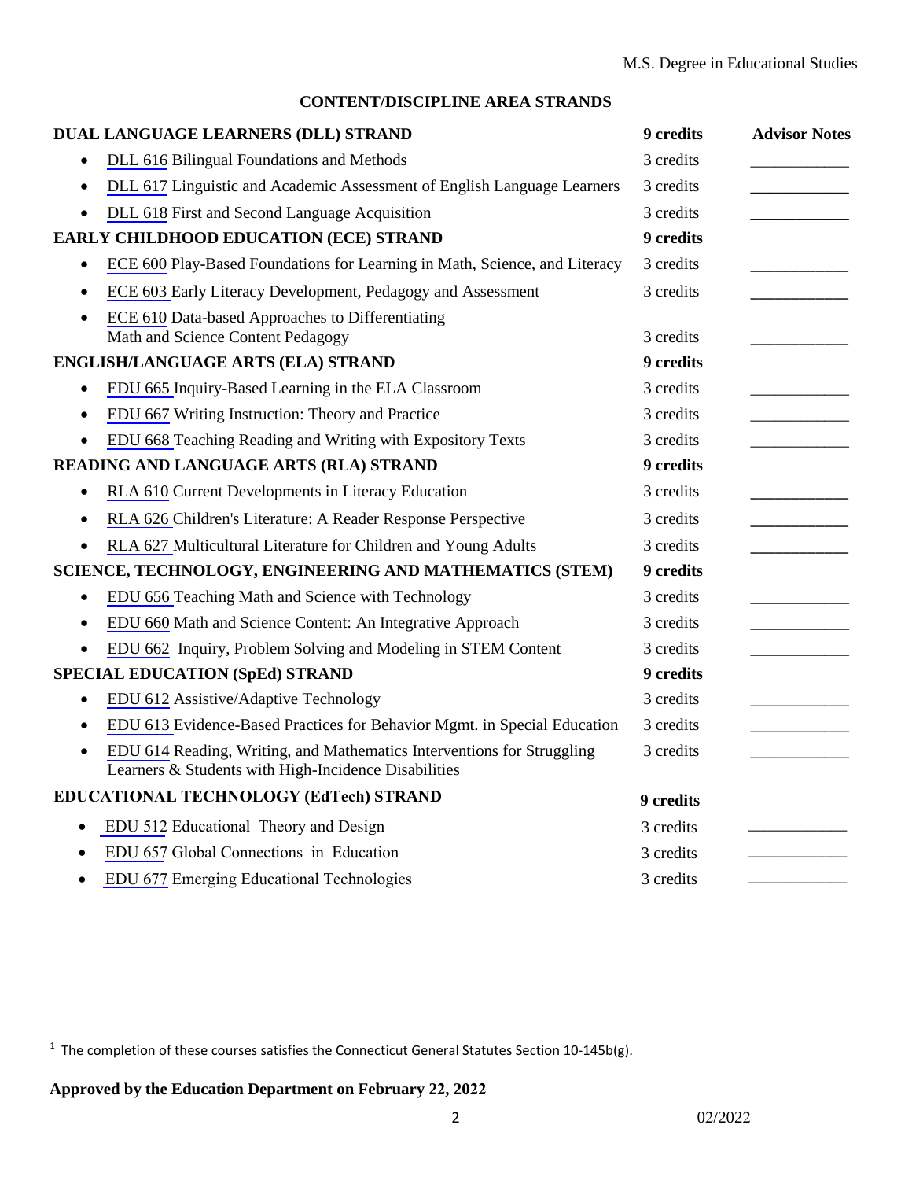## CONTENT/DISCIPLINE AREA STRANDS

| | | |
|---|---|---|
| **DUAL LANGUAGE LEARNERS (DLL) STRAND** | **9 credits** | **Advisor Notes** |
| • DLL 616 Bilingual Foundations and Methods | 3 credits | ____________ |
| • DLL 617 Linguistic and Academic Assessment of English Language Learners | 3 credits | ____________ |
| • DLL 618 First and Second Language Acquisition | 3 credits | ____________ |
| **EARLY CHILDHOOD EDUCATION (ECE) STRAND** | **9 credits** | |
| • ECE 600 Play-Based Foundations for Learning in Math, Science, and Literacy | 3 credits | ____________ |
| • ECE 603 Early Literacy Development, Pedagogy and Assessment | 3 credits | ____________ |
| • ECE 610 Data-based Approaches to Differentiating Math and Science Content Pedagogy | 3 credits | ____________ |
| **ENGLISH/LANGUAGE ARTS (ELA) STRAND** | **9 credits** | |
| • EDU 665 Inquiry-Based Learning in the ELA Classroom | 3 credits | ____________ |
| • EDU 667 Writing Instruction: Theory and Practice | 3 credits | ____________ |
| • EDU 668 Teaching Reading and Writing with Expository Texts | 3 credits | ____________ |
| **READING AND LANGUAGE ARTS (RLA) STRAND** | **9 credits** | |
| • RLA 610 Current Developments in Literacy Education | 3 credits | ____________ |
| • RLA 626 Children's Literature: A Reader Response Perspective | 3 credits | ____________ |
| • RLA 627 Multicultural Literature for Children and Young Adults | 3 credits | ____________ |
| **SCIENCE, TECHNOLOGY, ENGINEERING AND MATHEMATICS (STEM)** | **9 credits** | |
| • EDU 656 Teaching Math and Science with Technology | 3 credits | ____________ |
| • EDU 660 Math and Science Content: An Integrative Approach | 3 credits | ____________ |
| • EDU 662 Inquiry, Problem Solving and Modeling in STEM Content | 3 credits | ____________ |
| **SPECIAL EDUCATION (SpEd) STRAND** | **9 credits** | |
| • EDU 612 Assistive/Adaptive Technology | 3 credits | ____________ |
| • EDU 613 Evidence-Based Practices for Behavior Mgmt. in Special Education | 3 credits | ____________ |
| • EDU 614 Reading, Writing, and Mathematics Interventions for Struggling Learners & Students with High-Incidence Disabilities | 3 credits | ____________ |
| **EDUCATIONAL TECHNOLOGY (EdTech) STRAND** | **9 credits** | |
| • EDU 512 Educational Theory and Design | 3 credits | ____________ |
| • EDU 657 Global Connections in Education | 3 credits | ____________ |
| • EDU 677 Emerging Educational Technologies | 3 credits | ____________ |

[1] The completion of these courses satisfies the Connecticut General Statutes Section 10-145b(g).

**Approved by the Education Department on February 22, 2022**